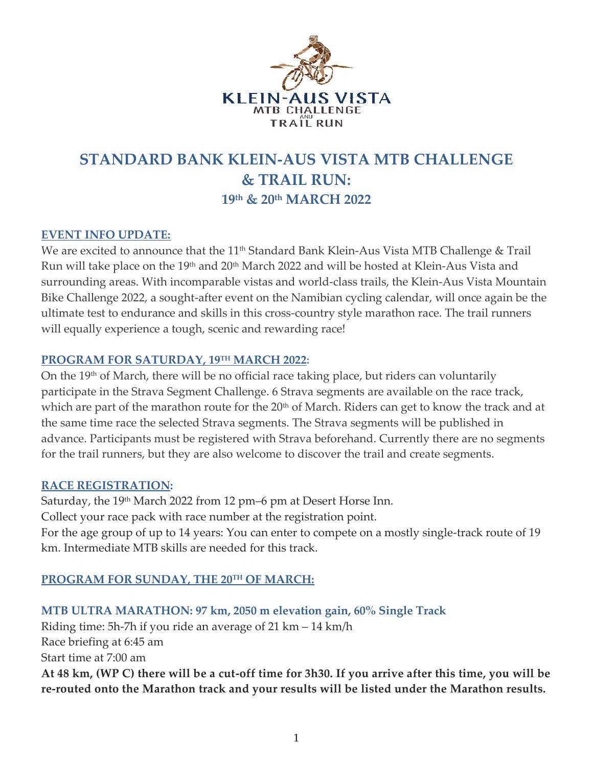# STANDARD BANK KLEIN-AUS VISTA MTB CHALLENGE & TRAIL RUN:

## 19th & 20th MARCH 2022

### EVENT INFO UPDATE:

We are excited to announce that the 11th Standard Bank Klein-Aus Vista MTB Challenge & Trail Run will take place on the 19th and 20th March 2022 and will be hosted at Klein-Aus Vista and surrounding areas. With incomparable vistas and world-class trails, the Klein-Aus Vista Mountain Bike Challenge 2022, a sought-after event on the Namibian cycling calendar, will once again be the ultimate test to endurance and skills in this cross-country style marathon race. The trail runners will equally experience a tough, scenic and rewarding race!

### PROGRAM FOR SATURDAY, 19TH MARCH 2022:

On the 19th of March, there will be no official race taking place, but riders can voluntarily participate in the Strava Segment Challenge. 6 Strava segments are available on the race track, which are part of the marathon route for the 20th of March. Riders can get to know the track and at the same time race the selected Strava segments. The Strava segments will be published in advance. Participants must be registered with Strava beforehand. Currently there are no segments for the trail runners, but they are also welcome to discover the trail and create segments.

### RACE REGISTRATION:

Saturday, the 19th March 2022 from 12 pm–6 pm at Desert Horse Inn.
Collect your race pack with race number at the registration point.
For the age group of up to 14 years: You can enter to compete on a mostly single-track route of 19 km. Intermediate MTB skills are needed for this track.

### PROGRAM FOR SUNDAY, THE 20TH OF MARCH:

#### MTB ULTRA MARATHON: 97 km, 2050 m elevation gain, 60% Single Track

Riding time: 5h-7h if you ride an average of 21 km – 14 km/h
Race briefing at 6:45 am
Start time at 7:00 am
**At 48 km, (WP C) there will be a cut-off time for 3h30. If you arrive after this time, you will be re-routed onto the Marathon track and your results will be listed under the Marathon results.**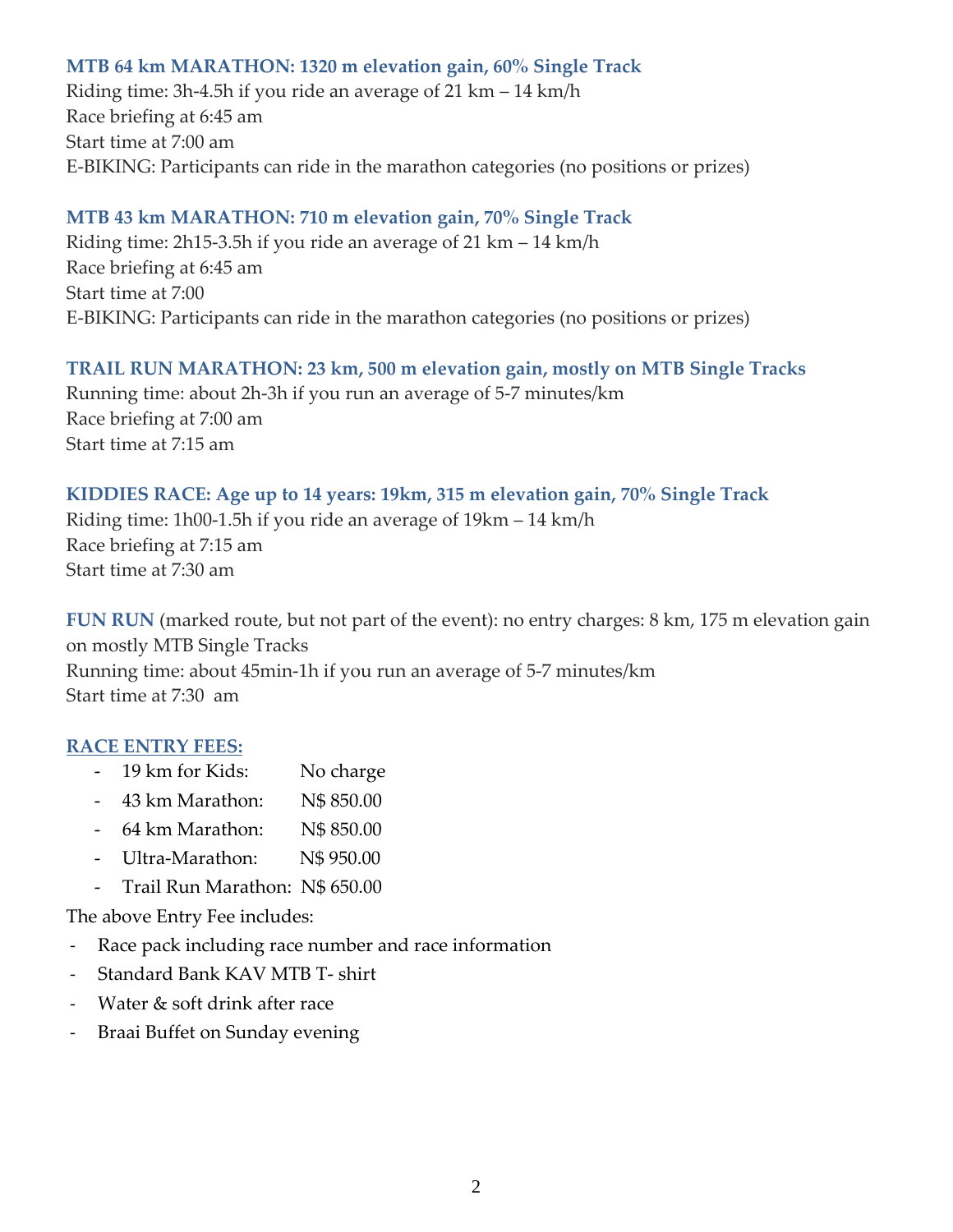**MTB 64 km MARATHON: 1320 m elevation gain, 60% Single Track**
Riding time: 3h-4.5h if you ride an average of 21 km – 14 km/h
Race briefing at 6:45 am
Start time at 7:00 am
E-BIKING: Participants can ride in the marathon categories (no positions or prizes)

**MTB 43 km MARATHON: 710 m elevation gain, 70% Single Track**
Riding time: 2h15-3.5h if you ride an average of 21 km – 14 km/h
Race briefing at 6:45 am
Start time at 7:00
E-BIKING: Participants can ride in the marathon categories (no positions or prizes)

**TRAIL RUN MARATHON: 23 km, 500 m elevation gain, mostly on MTB Single Tracks**
Running time: about 2h-3h if you run an average of 5-7 minutes/km
Race briefing at 7:00 am
Start time at 7:15 am

**KIDDIES RACE: Age up to 14 years: 19km, 315 m elevation gain, 70% Single Track**
Riding time: 1h00-1.5h if you ride an average of 19km – 14 km/h
Race briefing at 7:15 am
Start time at 7:30 am

**FUN RUN** (marked route, but not part of the event): no entry charges: 8 km, 175 m elevation gain on mostly MTB Single Tracks
Running time: about 45min-1h if you run an average of 5-7 minutes/km
Start time at 7:30 am

**RACE ENTRY FEES:**

- 19 km for Kids: No charge
- 43 km Marathon: N$ 850.00
- 64 km Marathon: N$ 850.00
- Ultra-Marathon: N$ 950.00
- Trail Run Marathon: N$ 650.00

The above Entry Fee includes:

- Race pack including race number and race information
- Standard Bank KAV MTB T- shirt
- Water & soft drink after race
- Braai Buffet on Sunday evening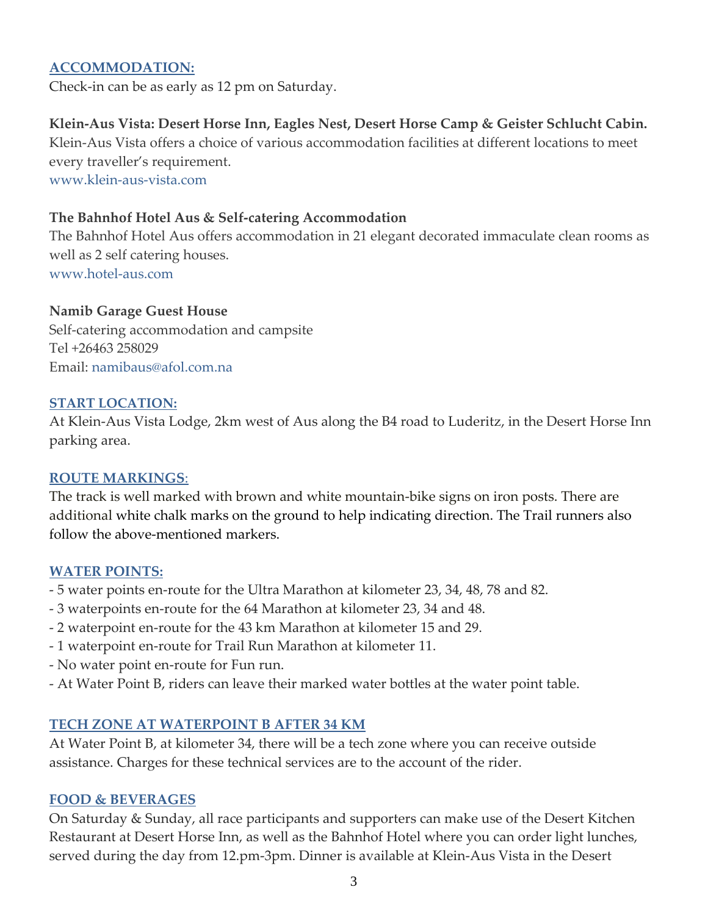## ACCOMMODATION:

Check-in can be as early as 12 pm on Saturday.

**Klein-Aus Vista: Desert Horse Inn, Eagles Nest, Desert Horse Camp & Geister Schlucht Cabin.**
Klein-Aus Vista offers a choice of various accommodation facilities at different locations to meet every traveller's requirement.
www.klein-aus-vista.com

**The Bahnhof Hotel Aus & Self-catering Accommodation**
The Bahnhof Hotel Aus offers accommodation in 21 elegant decorated immaculate clean rooms as well as 2 self catering houses.
www.hotel-aus.com

**Namib Garage Guest House**
Self-catering accommodation and campsite
Tel +26463 258029
Email: namibaus@afol.com.na

## START LOCATION:

At Klein-Aus Vista Lodge, 2km west of Aus along the B4 road to Luderitz, in the Desert Horse Inn parking area.

## ROUTE MARKINGS:

The track is well marked with brown and white mountain-bike signs on iron posts. There are additional white chalk marks on the ground to help indicating direction. The Trail runners also follow the above-mentioned markers.

## WATER POINTS:

- 5 water points en-route for the Ultra Marathon at kilometer 23, 34, 48, 78 and 82.
- 3 waterpoints en-route for the 64 Marathon at kilometer 23, 34 and 48.
- 2 waterpoint en-route for the 43 km Marathon at kilometer 15 and 29.
- 1 waterpoint en-route for Trail Run Marathon at kilometer 11.
- No water point en-route for Fun run.
- At Water Point B, riders can leave their marked water bottles at the water point table.

## TECH ZONE AT WATERPOINT B AFTER 34 KM

At Water Point B, at kilometer 34, there will be a tech zone where you can receive outside assistance. Charges for these technical services are to the account of the rider.

## FOOD & BEVERAGES

On Saturday & Sunday, all race participants and supporters can make use of the Desert Kitchen Restaurant at Desert Horse Inn, as well as the Bahnhof Hotel where you can order light lunches, served during the day from 12.pm-3pm. Dinner is available at Klein-Aus Vista in the Desert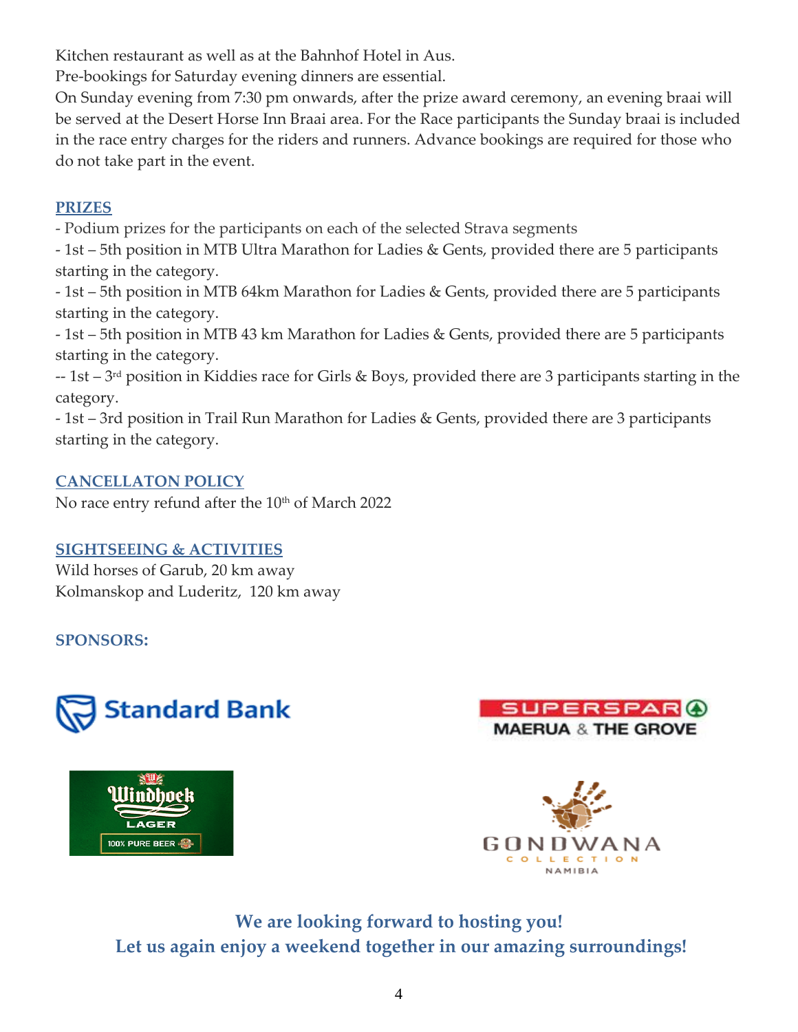Kitchen restaurant as well as at the Bahnhof Hotel in Aus.
Pre-bookings for Saturday evening dinners are essential.
On Sunday evening from 7:30 pm onwards, after the prize award ceremony, an evening braai will be served at the Desert Horse Inn Braai area. For the Race participants the Sunday braai is included in the race entry charges for the riders and runners. Advance bookings are required for those who do not take part in the event.

## PRIZES

- Podium prizes for the participants on each of the selected Strava segments
- 1st – 5th position in MTB Ultra Marathon for Ladies & Gents, provided there are 5 participants starting in the category.
- 1st – 5th position in MTB 64km Marathon for Ladies & Gents, provided there are 5 participants starting in the category.
- 1st – 5th position in MTB 43 km Marathon for Ladies & Gents, provided there are 5 participants starting in the category.
-- 1st – 3rd position in Kiddies race for Girls & Boys, provided there are 3 participants starting in the category.
- 1st – 3rd position in Trail Run Marathon for Ladies & Gents, provided there are 3 participants starting in the category.

## CANCELLATON POLICY

No race entry refund after the 10th of March 2022

## SIGHTSEEING & ACTIVITIES

Wild horses of Garub, 20 km away
Kolmanskop and Luderitz, 120 km away

**SPONSORS:**

Standard Bank

SUPERSPAR MAERUA & THE GROVE

Windhoek LAGER 100% PURE BEER

GONDWANA COLLECTION NAMIBIA

**We are looking forward to hosting you!**
**Let us again enjoy a weekend together in our amazing surroundings!**